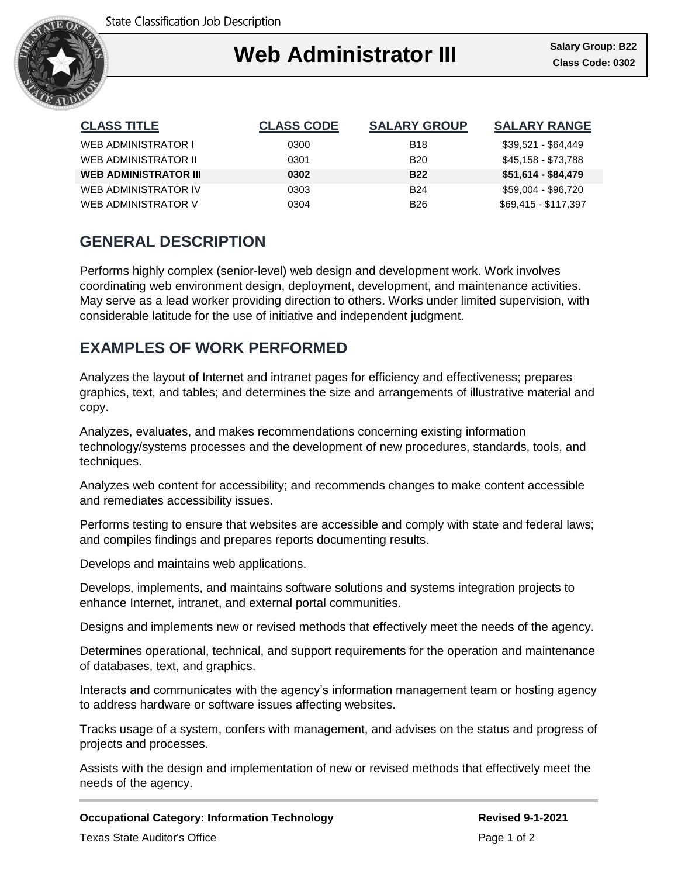State Classification Job Description

# Web Administrator III

**Salary Group: B22**
**Class Code: 0302**

| CLASS TITLE | CLASS CODE | SALARY GROUP | SALARY RANGE |
|---|---|---|---|
| WEB ADMINISTRATOR I | 0300 | B18 | $39,521 - $64,449 |
| WEB ADMINISTRATOR II | 0301 | B20 | $45,158 - $73,788 |
| **WEB ADMINISTRATOR III** | **0302** | **B22** | **$51,614 - $84,479** |
| WEB ADMINISTRATOR IV | 0303 | B24 | $59,004 - $96,720 |
| WEB ADMINISTRATOR V | 0304 | B26 | $69,415 - $117,397 |

## GENERAL DESCRIPTION

Performs highly complex (senior-level) web design and development work. Work involves coordinating web environment design, deployment, development, and maintenance activities. May serve as a lead worker providing direction to others. Works under limited supervision, with considerable latitude for the use of initiative and independent judgment.

## EXAMPLES OF WORK PERFORMED

Analyzes the layout of Internet and intranet pages for efficiency and effectiveness; prepares graphics, text, and tables; and determines the size and arrangements of illustrative material and copy.

Analyzes, evaluates, and makes recommendations concerning existing information technology/systems processes and the development of new procedures, standards, tools, and techniques.

Analyzes web content for accessibility; and recommends changes to make content accessible and remediates accessibility issues.

Performs testing to ensure that websites are accessible and comply with state and federal laws; and compiles findings and prepares reports documenting results.

Develops and maintains web applications.

Develops, implements, and maintains software solutions and systems integration projects to enhance Internet, intranet, and external portal communities.

Designs and implements new or revised methods that effectively meet the needs of the agency.

Determines operational, technical, and support requirements for the operation and maintenance of databases, text, and graphics.

Interacts and communicates with the agency's information management team or hosting agency to address hardware or software issues affecting websites.

Tracks usage of a system, confers with management, and advises on the status and progress of projects and processes.

Assists with the design and implementation of new or revised methods that effectively meet the needs of the agency.

**Occupational Category: Information Technology**

**Revised 9-1-2021**

Texas State Auditor's Office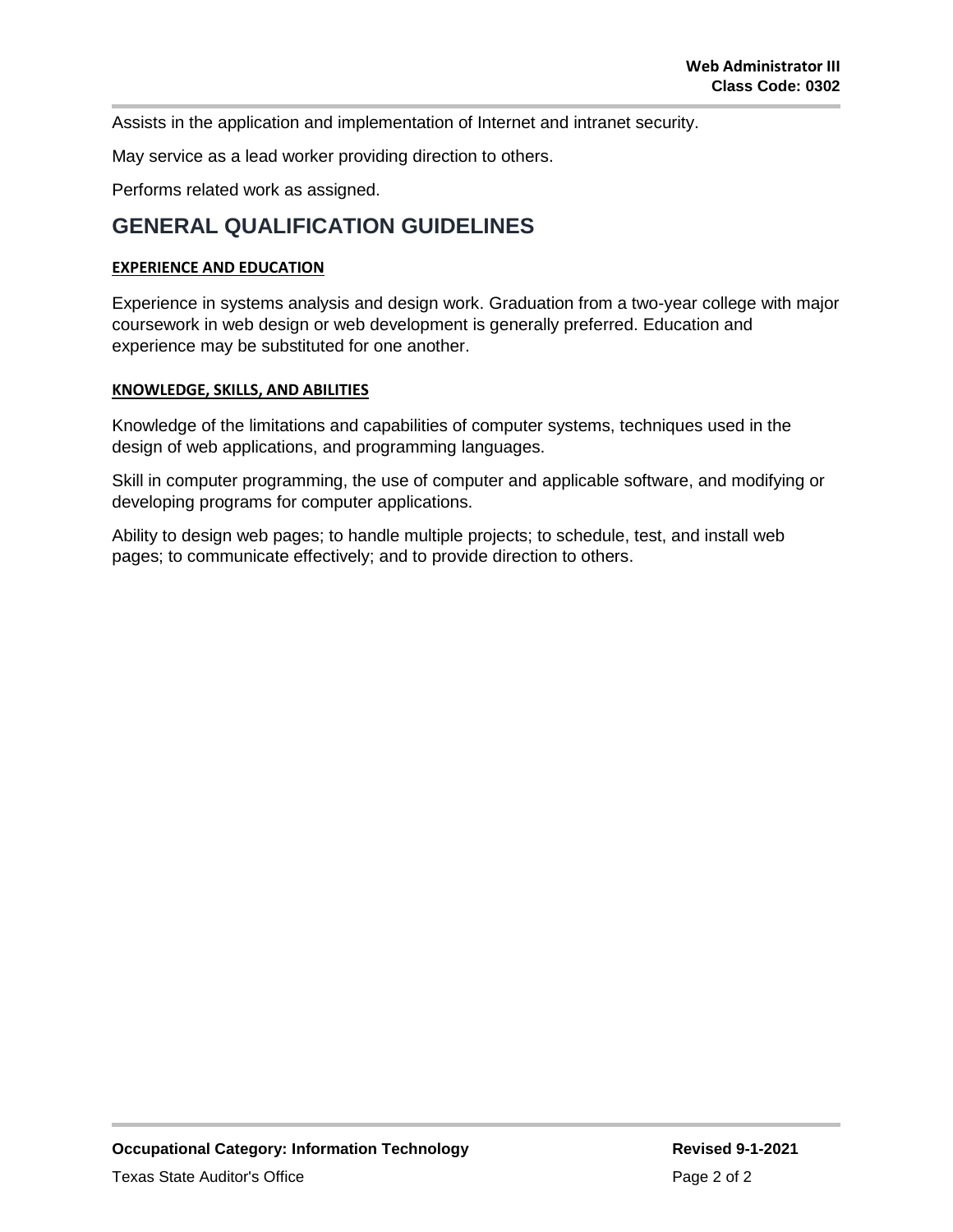Assists in the application and implementation of Internet and intranet security.

May service as a lead worker providing direction to others.

Performs related work as assigned.

## GENERAL QUALIFICATION GUIDELINES

### EXPERIENCE AND EDUCATION

Experience in systems analysis and design work. Graduation from a two-year college with major coursework in web design or web development is generally preferred. Education and experience may be substituted for one another.

### KNOWLEDGE, SKILLS, AND ABILITIES

Knowledge of the limitations and capabilities of computer systems, techniques used in the design of web applications, and programming languages.

Skill in computer programming, the use of computer and applicable software, and modifying or developing programs for computer applications.

Ability to design web pages; to handle multiple projects; to schedule, test, and install web pages; to communicate effectively; and to provide direction to others.